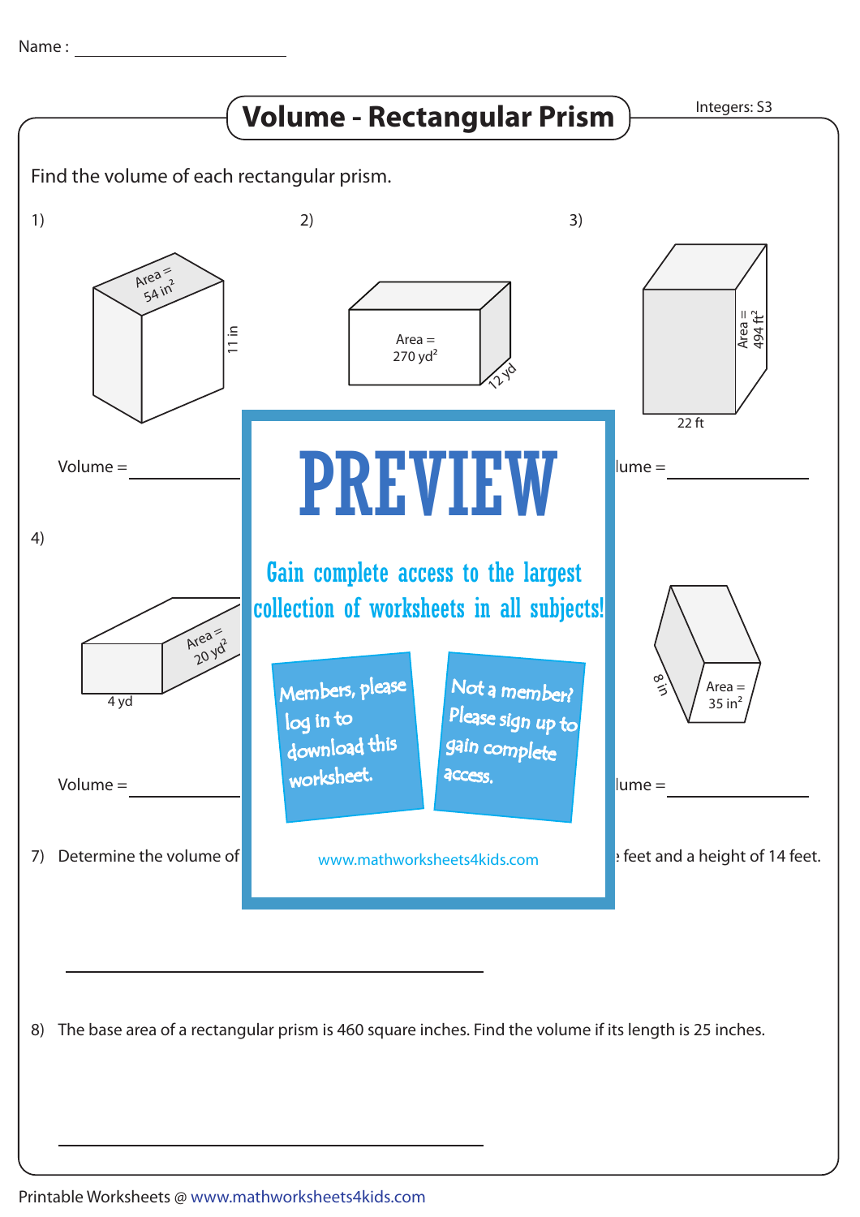Name : ______________________

# Volume - Rectangular Prism

Integers: S3

Find the volume of each rectangular prism.

1) Area = $54\ in^2$; 11 in

Volume = ____________

2) Area = $270\ yd^2$; 12 yd

3) Area = $494\ ft^2$; 22 ft

Volume = ____________

4) Area = $20\ yd^2$; 4 yd

Volume = ____________

Area = $35\ in^2$; 8 in

Volume = ____________

# PREVIEW

Gain complete access to the largest collection of worksheets in all subjects!

Members, please log in to download this worksheet.

Not a member? Please sign up to gain complete access.

www.mathworksheets4kids.com

7) Determine the volume of ... feet and a height of 14 feet.

______________________________

8) The base area of a rectangular prism is 460 square inches. Find the volume if its length is 25 inches.

______________________________

Printable Worksheets @ www.mathworksheets4kids.com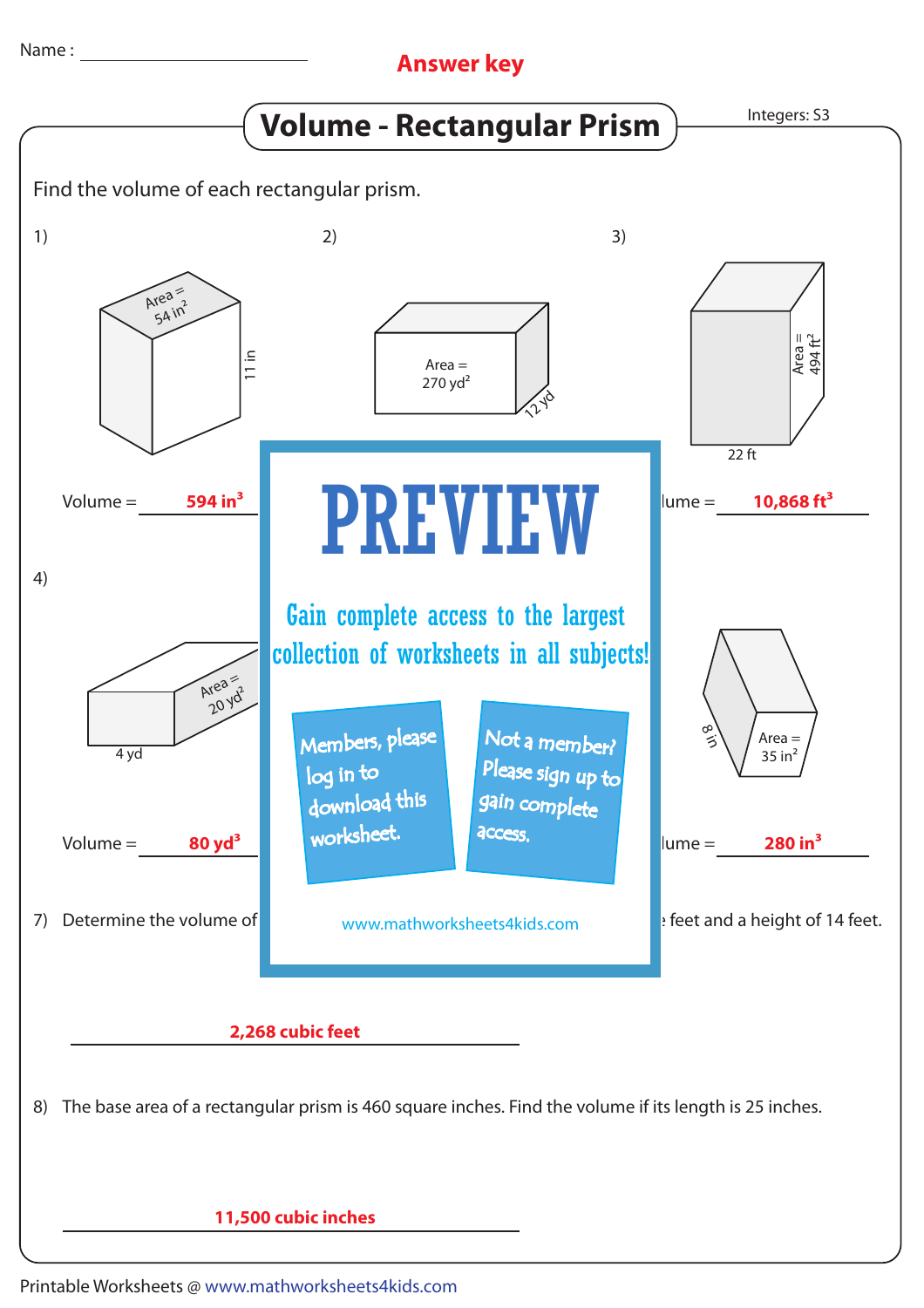Name : ________________________

**Answer key**

# Volume - Rectangular Prism

Integers: S3

Find the volume of each rectangular prism.

1)

Area = 54 $in^2$

11 in

Volume = **594 $in^3$**

2)

Area = 270 $yd^2$

12 yd

3)

Area = 494 $ft^2$

22 ft

lume = **10,868 $ft^3$**

4)

Area = 20 $yd^2$

4 yd

Volume = **80 $yd^3$**

8 in

Area = 35 $in^2$

lume = **280 $in^3$**

PREVIEW

Gain complete access to the largest collection of worksheets in all subjects!

Members, please log in to download this worksheet.

Not a member? Please sign up to gain complete access.

www.mathworksheets4kids.com

7) Determine the volume of ... feet and a height of 14 feet.

**2,268 cubic feet**

8) The base area of a rectangular prism is 460 square inches. Find the volume if its length is 25 inches.

**11,500 cubic inches**

Printable Worksheets @ www.mathworksheets4kids.com